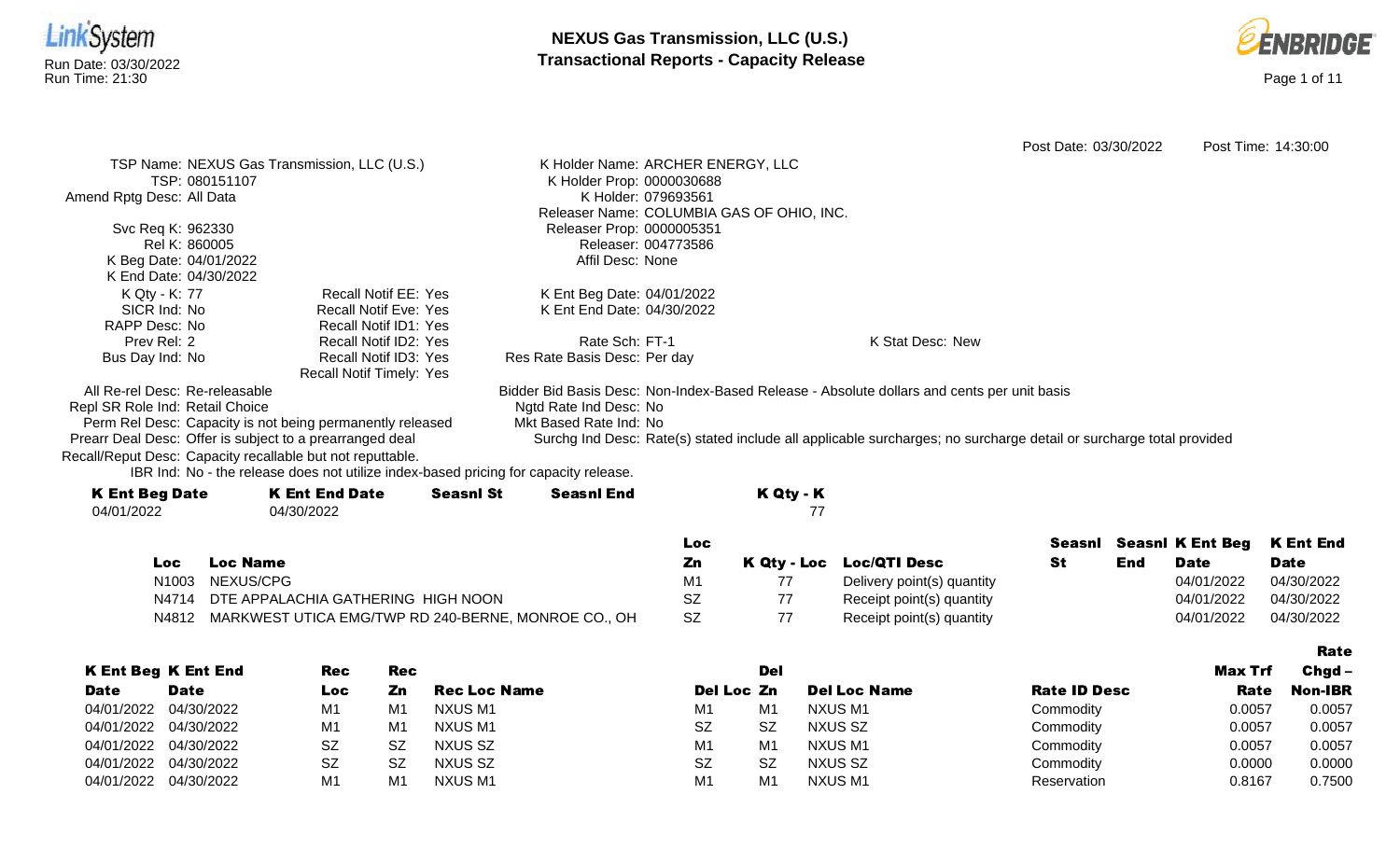# NEXUS Gas Transmission, LLC (U.S.)
## Transactional Reports - Capacity Release

Run Date: 03/30/2022
Run Time: 21:30

Post Date: 03/30/2022 Post Time: 14:30:00

TSP Name: NEXUS Gas Transmission, LLC (U.S.)
TSP: 080151107
Amend Rptg Desc: All Data

Svc Req K: 962330
Rel K: 860005
K Beg Date: 04/01/2022
K End Date: 04/30/2022
K Qty - K: 77
SICR Ind: No
RAPP Desc: No
Prev Rel: 2
Bus Day Ind: No

Recall Notif EE: Yes
Recall Notif Eve: Yes
Recall Notif ID1: Yes
Recall Notif ID2: Yes
Recall Notif ID3: Yes
Recall Notif Timely: Yes

K Holder Name: ARCHER ENERGY, LLC
K Holder Prop: 0000030688
K Holder: 079693561
Releaser Name: COLUMBIA GAS OF OHIO, INC.
Releaser Prop: 0000005351
Releaser: 004773586
Affil Desc: None

K Ent Beg Date: 04/01/2022
K Ent End Date: 04/30/2022

Rate Sch: FT-1
Res Rate Basis Desc: Per day

K Stat Desc: New

All Re-rel Desc: Re-releasable
Repl SR Role Ind: Retail Choice
Perm Rel Desc: Capacity is not being permanently released
Prearr Deal Desc: Offer is subject to a prearranged deal
Recall/Reput Desc: Capacity recallable but not reputtable.
IBR Ind: No - the release does not utilize index-based pricing for capacity release.

Bidder Bid Basis Desc: Non-Index-Based Release - Absolute dollars and cents per unit basis
Ngtd Rate Ind Desc: No
Mkt Based Rate Ind: No
Surchg Ind Desc: Rate(s) stated include all applicable surcharges; no surcharge detail or surcharge total provided

| K Ent Beg Date | K Ent End Date | Seasnl St | Seasnl End | K Qty - K |
|---|---|---|---|---|
| 04/01/2022 | 04/30/2022 | | | 77 |

| Loc | Loc Name | Loc Zn | K Qty - Loc | Loc/QTI Desc | Seasnl St | Seasnl End | K Ent Beg Date | K Ent End Date |
|---|---|---|---|---|---|---|---|---|
| N1003 | NEXUS/CPG | M1 | 77 | Delivery point(s) quantity | | | 04/01/2022 | 04/30/2022 |
| N4714 | DTE APPALACHIA GATHERING HIGH NOON | SZ | 77 | Receipt point(s) quantity | | | 04/01/2022 | 04/30/2022 |
| N4812 | MARKWEST UTICA EMG/TWP RD 240-BERNE, MONROE CO., OH | SZ | 77 | Receipt point(s) quantity | | | 04/01/2022 | 04/30/2022 |

| K Ent Beg Date | K Ent End Date | Rec Loc | Rec Zn | Rec Loc Name | Del Loc | Del Zn | Del Loc Name | Rate ID Desc | Max Trf Rate | Rate Chgd – Non-IBR |
|---|---|---|---|---|---|---|---|---|---|---|
| 04/01/2022 | 04/30/2022 | M1 | M1 | NXUS M1 | M1 | M1 | NXUS M1 | Commodity | 0.0057 | 0.0057 |
| 04/01/2022 | 04/30/2022 | M1 | M1 | NXUS M1 | SZ | SZ | NXUS SZ | Commodity | 0.0057 | 0.0057 |
| 04/01/2022 | 04/30/2022 | SZ | SZ | NXUS SZ | M1 | M1 | NXUS M1 | Commodity | 0.0057 | 0.0057 |
| 04/01/2022 | 04/30/2022 | SZ | SZ | NXUS SZ | SZ | SZ | NXUS SZ | Commodity | 0.0000 | 0.0000 |
| 04/01/2022 | 04/30/2022 | M1 | M1 | NXUS M1 | M1 | M1 | NXUS M1 | Reservation | 0.8167 | 0.7500 |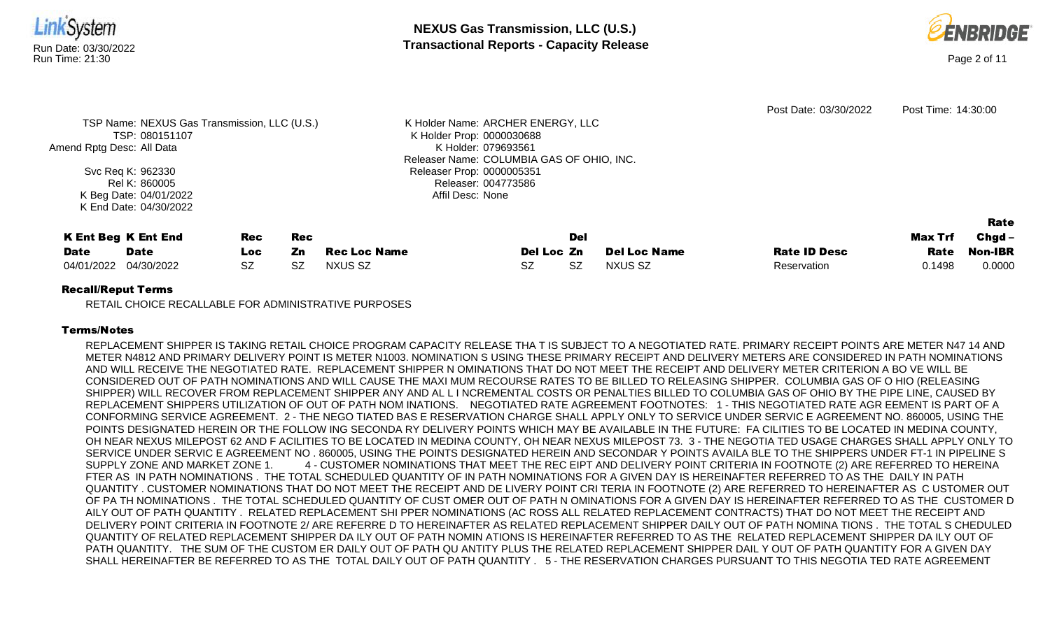Post Date: 03/30/2022 Post Time: 14:30:00

TSP Name: NEXUS Gas Transmission, LLC (U.S.)
TSP: 080151107
Amend Rptg Desc: All Data

Svc Req K: 962330
Rel K: 860005
K Beg Date: 04/01/2022
K End Date: 04/30/2022

K Holder Name: ARCHER ENERGY, LLC
K Holder Prop: 0000030688
K Holder: 079693561
Releaser Name: COLUMBIA GAS OF OHIO, INC.
Releaser Prop: 0000005351
Releaser: 004773586
Affil Desc: None

| K Ent Beg Date | K Ent End Date | Rec Loc | Rec Zn | Rec Loc Name | Del Loc | Del Zn | Del Loc Name | Rate ID Desc | Max Trf Rate | Rate Chgd – Non-IBR |
|---|---|---|---|---|---|---|---|---|---|---|
| 04/01/2022 | 04/30/2022 | SZ | SZ | NXUS SZ | SZ | SZ | NXUS SZ | Reservation | 0.1498 | 0.0000 |

**Recall/Reput Terms**

RETAIL CHOICE RECALLABLE FOR ADMINISTRATIVE PURPOSES

**Terms/Notes**

REPLACEMENT SHIPPER IS TAKING RETAIL CHOICE PROGRAM CAPACITY RELEASE THA T IS SUBJECT TO A NEGOTIATED RATE. PRIMARY RECEIPT POINTS ARE METER N47 14 AND METER N4812 AND PRIMARY DELIVERY POINT IS METER N1003. NOMINATION S USING THESE PRIMARY RECEIPT AND DELIVERY METERS ARE CONSIDERED IN PATH NOMINATIONS AND WILL RECEIVE THE NEGOTIATED RATE. REPLACEMENT SHIPPER N OMINATIONS THAT DO NOT MEET THE RECEIPT AND DELIVERY METER CRITERION A BO VE WILL BE CONSIDERED OUT OF PATH NOMINATIONS AND WILL CAUSE THE MAXI MUM RECOURSE RATES TO BE BILLED TO RELEASING SHIPPER. COLUMBIA GAS OF O HIO (RELEASING SHIPPER) WILL RECOVER FROM REPLACEMENT SHIPPER ANY AND AL L INCREMENTAL COSTS OR PENALTIES BILLED TO COLUMBIA GAS OF OHIO BY THE PIPE LINE, CAUSED BY REPLACEMENT SHIPPERS UTILIZATION OF OUT OF PATH NOM INATIONS. NEGOTIATED RATE AGREEMENT FOOTNOTES: 1 - THIS NEGOTIATED RATE AGR EEMENT IS PART OF A CONFORMING SERVICE AGREEMENT. 2 - THE NEGO TIATED BAS E RESERVATION CHARGE SHALL APPLY ONLY TO SERVICE UNDER SERVIC E AGREEMENT NO. 860005, USING THE POINTS DESIGNATED HEREIN OR THE FOLLOW ING SECONDA RY DELIVERY POINTS WHICH MAY BE AVAILABLE IN THE FUTURE: FA CILITIES TO BE LOCATED IN MEDINA COUNTY, OH NEAR NEXUS MILEPOST 62 AND F ACILITIES TO BE LOCATED IN MEDINA COUNTY, OH NEAR NEXUS MILEPOST 73. 3 - THE NEGOTIA TED USAGE CHARGES SHALL APPLY ONLY TO SERVICE UNDER SERVIC E AGREEMENT NO . 860005, USING THE POINTS DESIGNATED HEREIN AND SECONDAR Y POINTS AVAILA BLE TO THE SHIPPERS UNDER FT-1 IN PIPELINE S SUPPLY ZONE AND MARKET ZONE 1. 4 - CUSTOMER NOMINATIONS THAT MEET THE REC EIPT AND DELIVERY POINT CRITERIA IN FOOTNOTE (2) ARE REFERRED TO HEREINA FTER AS IN PATH NOMINATIONS . THE TOTAL SCHEDULED QUANTITY OF IN PATH NOMINATIONS FOR A GIVEN DAY IS HEREINAFTER REFERRED TO AS THE DAILY IN PATH QUANTITY . CUSTOMER NOMINATIONS THAT DO NOT MEET THE RECEIPT AND DE LIVERY POINT CRI TERIA IN FOOTNOTE (2) ARE REFERRED TO HEREINAFTER AS C USTOMER OUT OF PA TH NOMINATIONS . THE TOTAL SCHEDULED QUANTITY OF CUST OMER OUT OF PATH N OMINATIONS FOR A GIVEN DAY IS HEREINAFTER REFERRED TO AS THE CUSTOMER D AILY OUT OF PATH QUANTITY . RELATED REPLACEMENT SHI PPER NOMINATIONS (AC ROSS ALL RELATED REPLACEMENT CONTRACTS) THAT DO NOT MEET THE RECEIPT AND DELIVERY POINT CRITERIA IN FOOTNOTE 2/ ARE REFERRE D TO HEREINAFTER AS RELATED REPLACEMENT SHIPPER DAILY OUT OF PATH NOMINA TIONS . THE TOTAL S CHEDULED QUANTITY OF RELATED REPLACEMENT SHIPPER DA ILY OUT OF PATH NOMIN ATIONS IS HEREINAFTER REFERRED TO AS THE RELATED REPLACEMENT SHIPPER DA ILY OUT OF PATH QUANTITY. THE SUM OF THE CUSTOM ER DAILY OUT OF PATH QU ANTITY PLUS THE RELATED REPLACEMENT SHIPPER DAIL Y OUT OF PATH QUANTITY FOR A GIVEN DAY SHALL HEREINAFTER BE REFERRED TO AS THE TOTAL DAILY OUT OF PATH QUANTITY . 5 - THE RESERVATION CHARGES PURSUANT TO THIS NEGOTIA TED RATE AGREEMENT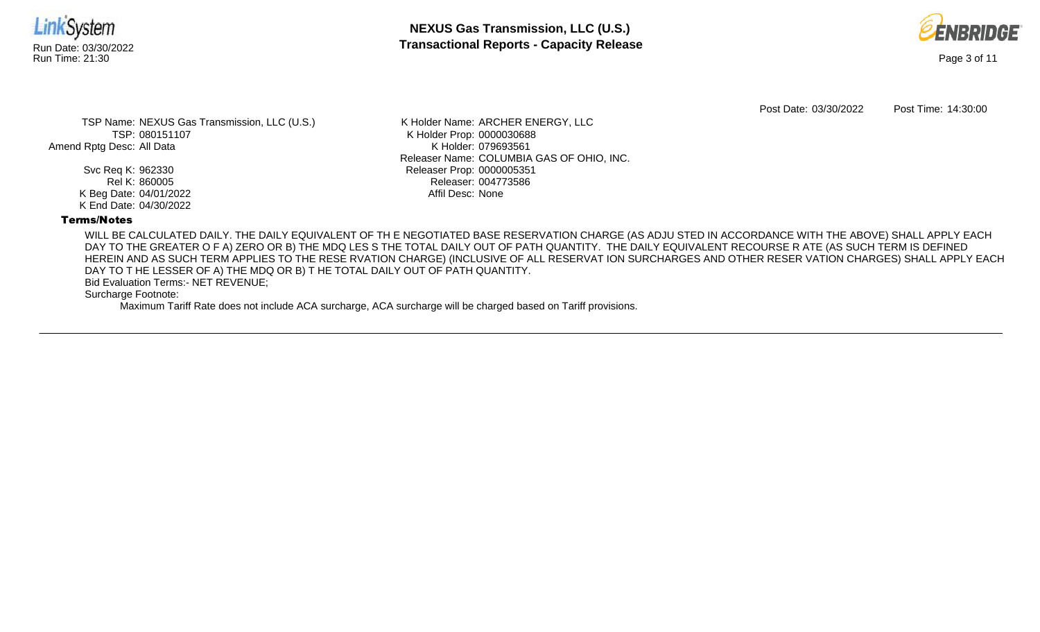Post Date: 03/30/2022 Post Time: 14:30:00

TSP Name: NEXUS Gas Transmission, LLC (U.S.)
TSP: 080151107
Amend Rptg Desc: All Data

Svc Req K: 962330
Rel K: 860005
K Beg Date: 04/01/2022
K End Date: 04/30/2022

K Holder Name: ARCHER ENERGY, LLC
K Holder Prop: 0000030688
K Holder: 079693561
Releaser Name: COLUMBIA GAS OF OHIO, INC.
Releaser Prop: 0000005351
Releaser: 004773586
Affil Desc: None

**Terms/Notes**

WILL BE CALCULATED DAILY. THE DAILY EQUIVALENT OF TH E NEGOTIATED BASE RESERVATION CHARGE (AS ADJU STED IN ACCORDANCE WITH THE ABOVE) SHALL APPLY EACH DAY TO THE GREATER O F A) ZERO OR B) THE MDQ LES S THE TOTAL DAILY OUT OF PATH QUANTITY. THE DAILY EQUIVALENT RECOURSE R ATE (AS SUCH TERM IS DEFINED HEREIN AND AS SUCH TERM APPLIES TO THE RESE RVATION CHARGE) (INCLUSIVE OF ALL RESERVAT ION SURCHARGES AND OTHER RESER VATION CHARGES) SHALL APPLY EACH DAY TO T HE LESSER OF A) THE MDQ OR B) T HE TOTAL DAILY OUT OF PATH QUANTITY.

Bid Evaluation Terms:- NET REVENUE;

Surcharge Footnote:

Maximum Tariff Rate does not include ACA surcharge, ACA surcharge will be charged based on Tariff provisions.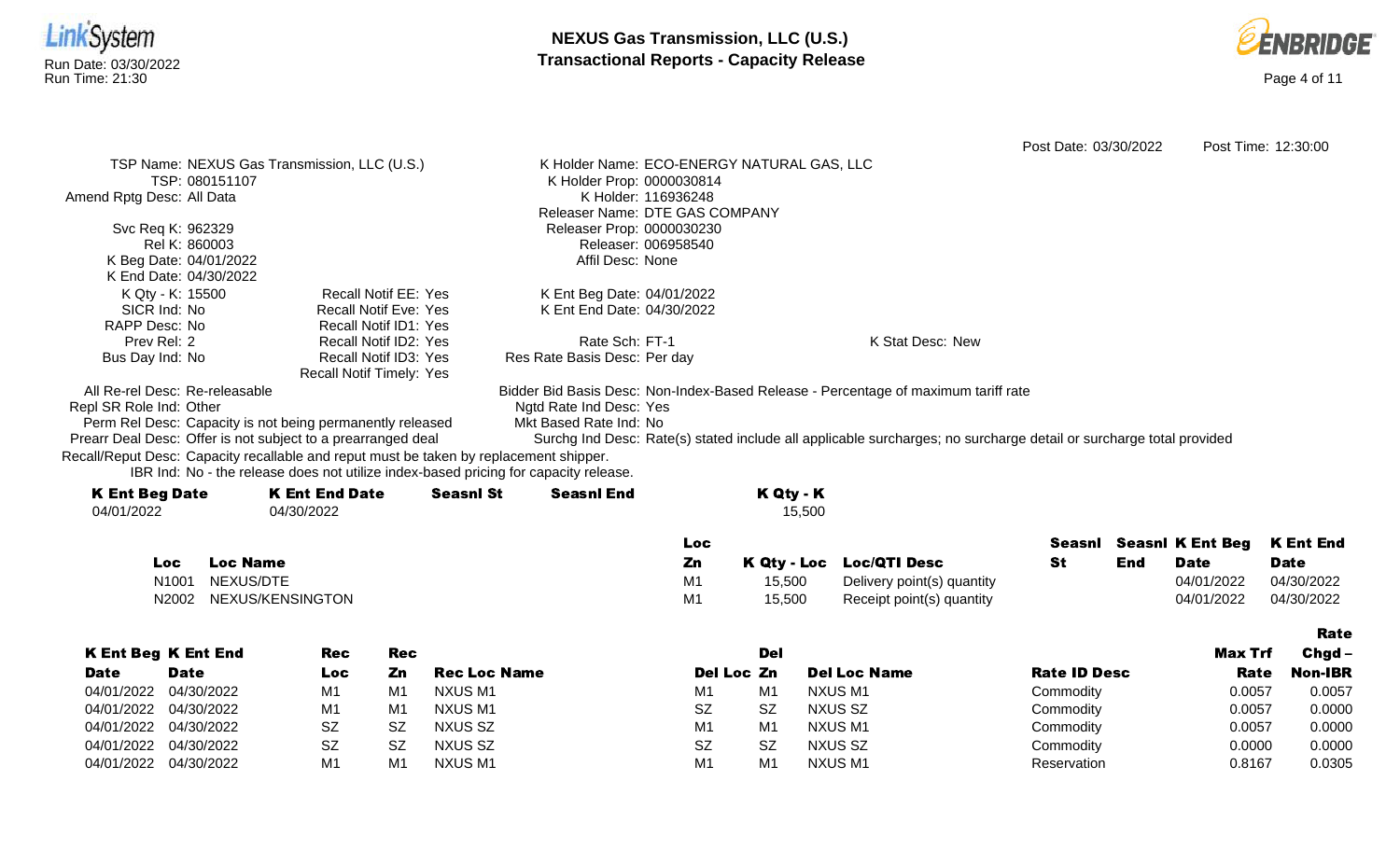# NEXUS Gas Transmission, LLC (U.S.)

## Transactional Reports - Capacity Release

Run Date: 03/30/2022
Run Time: 21:30

Post Date: 03/30/2022 Post Time: 12:30:00

TSP Name: NEXUS Gas Transmission, LLC (U.S.)
TSP: 080151107
Amend Rptg Desc: All Data

Svc Req K: 962329
Rel K: 860003
K Beg Date: 04/01/2022
K End Date: 04/30/2022
K Qty - K: 15500
SICR Ind: No
RAPP Desc: No
Prev Rel: 2
Bus Day Ind: No

Recall Notif EE: Yes
Recall Notif Eve: Yes
Recall Notif ID1: Yes
Recall Notif ID2: Yes
Recall Notif ID3: Yes
Recall Notif Timely: Yes

K Holder Name: ECO-ENERGY NATURAL GAS, LLC
K Holder Prop: 0000030814
K Holder: 116936248
Releaser Name: DTE GAS COMPANY
Releaser Prop: 0000030230
Releaser: 006958540
Affil Desc: None

K Ent Beg Date: 04/01/2022
K Ent End Date: 04/30/2022

Rate Sch: FT-1
Res Rate Basis Desc: Per day

K Stat Desc: New

All Re-rel Desc: Re-releasable
Repl SR Role Ind: Other
Perm Rel Desc: Capacity is not being permanently released
Prearr Deal Desc: Offer is not subject to a prearranged deal
Recall/Reput Desc: Capacity recallable and reput must be taken by replacement shipper.
IBR Ind: No - the release does not utilize index-based pricing for capacity release.

Bidder Bid Basis Desc: Non-Index-Based Release - Percentage of maximum tariff rate
Ngtd Rate Ind Desc: Yes
Mkt Based Rate Ind: No
Surchg Ind Desc: Rate(s) stated include all applicable surcharges; no surcharge detail or surcharge total provided

| K Ent Beg Date | K Ent End Date | Seasnl St | Seasnl End | K Qty - K |
|---|---|---|---|---|
| 04/01/2022 | 04/30/2022 | | | 15,500 |

| Loc | Loc Name | Loc Zn | K Qty - Loc | Loc/QTI Desc | Seasnl St | Seasnl End | K Ent Beg Date | K Ent End Date |
|---|---|---|---|---|---|---|---|---|
| N1001 | NEXUS/DTE | M1 | 15,500 | Delivery point(s) quantity | | | 04/01/2022 | 04/30/2022 |
| N2002 | NEXUS/KENSINGTON | M1 | 15,500 | Receipt point(s) quantity | | | 04/01/2022 | 04/30/2022 |

| K Ent Beg Date | K Ent End Date | Rec Loc | Rec Zn | Rec Loc Name | Del Loc | Del Zn | Del Loc Name | Rate ID Desc | Max Trf Rate | Rate Chgd – Non-IBR |
|---|---|---|---|---|---|---|---|---|---|---|
| 04/01/2022 | 04/30/2022 | M1 | M1 | NXUS M1 | M1 | M1 | NXUS M1 | Commodity | 0.0057 | 0.0057 |
| 04/01/2022 | 04/30/2022 | M1 | M1 | NXUS M1 | SZ | SZ | NXUS SZ | Commodity | 0.0057 | 0.0000 |
| 04/01/2022 | 04/30/2022 | SZ | SZ | NXUS SZ | M1 | M1 | NXUS M1 | Commodity | 0.0057 | 0.0000 |
| 04/01/2022 | 04/30/2022 | SZ | SZ | NXUS SZ | SZ | SZ | NXUS SZ | Commodity | 0.0000 | 0.0000 |
| 04/01/2022 | 04/30/2022 | M1 | M1 | NXUS M1 | M1 | M1 | NXUS M1 | Reservation | 0.8167 | 0.0305 |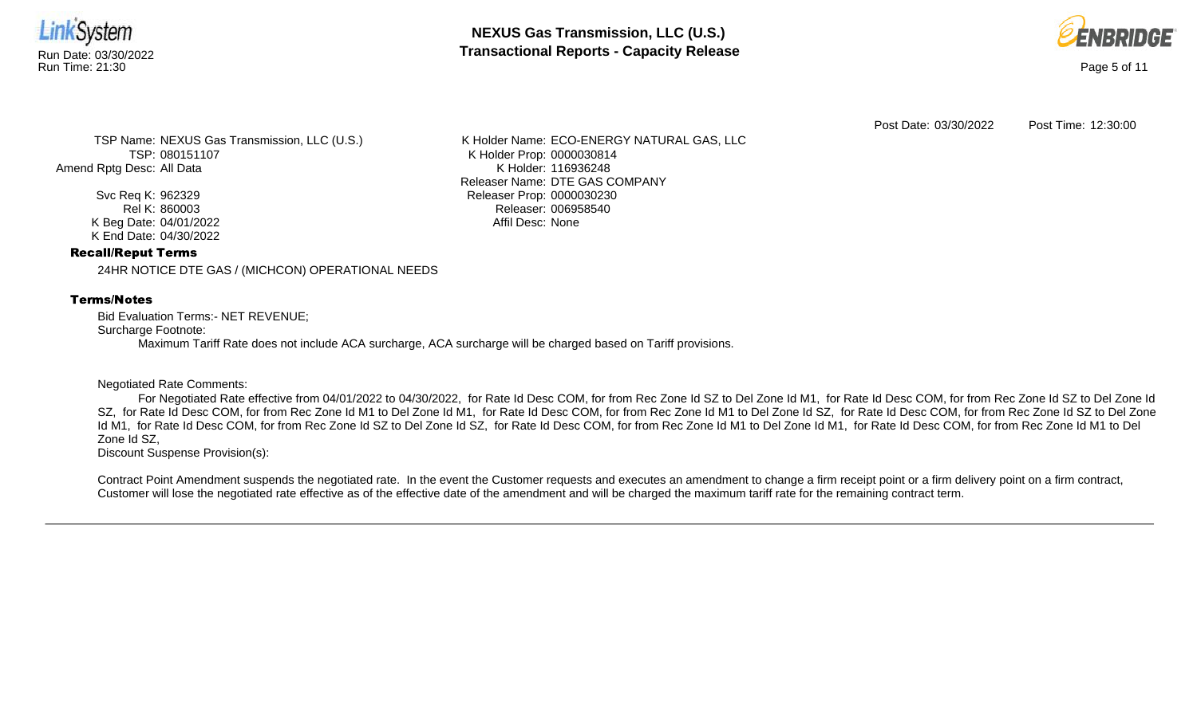Post Date: 03/30/2022 Post Time: 12:30:00

TSP Name: NEXUS Gas Transmission, LLC (U.S.)
TSP: 080151107
Amend Rptg Desc: All Data

Svc Req K: 962329
Rel K: 860003
K Beg Date: 04/01/2022
K End Date: 04/30/2022

K Holder Name: ECO-ENERGY NATURAL GAS, LLC
K Holder Prop: 0000030814
K Holder: 116936248
Releaser Name: DTE GAS COMPANY
Releaser Prop: 0000030230
Releaser: 006958540
Affil Desc: None

**Recall/Reput Terms**

24HR NOTICE DTE GAS / (MICHCON) OPERATIONAL NEEDS

**Terms/Notes**

Bid Evaluation Terms:- NET REVENUE;
Surcharge Footnote:
Maximum Tariff Rate does not include ACA surcharge, ACA surcharge will be charged based on Tariff provisions.

Negotiated Rate Comments:
For Negotiated Rate effective from 04/01/2022 to 04/30/2022, for Rate Id Desc COM, for from Rec Zone Id SZ to Del Zone Id M1, for Rate Id Desc COM, for from Rec Zone Id SZ to Del Zone Id SZ, for Rate Id Desc COM, for from Rec Zone Id M1 to Del Zone Id M1, for Rate Id Desc COM, for from Rec Zone Id M1 to Del Zone Id SZ, for Rate Id Desc COM, for from Rec Zone Id SZ to Del Zone Id M1, for Rate Id Desc COM, for from Rec Zone Id SZ to Del Zone Id SZ, for Rate Id Desc COM, for from Rec Zone Id M1 to Del Zone Id M1, for Rate Id Desc COM, for from Rec Zone Id M1 to Del Zone Id SZ,
Discount Suspense Provision(s):

Contract Point Amendment suspends the negotiated rate. In the event the Customer requests and executes an amendment to change a firm receipt point or a firm delivery point on a firm contract, Customer will lose the negotiated rate effective as of the effective date of the amendment and will be charged the maximum tariff rate for the remaining contract term.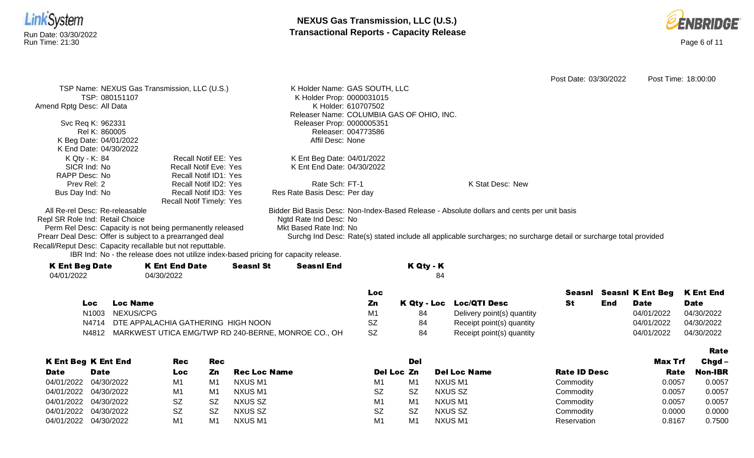Post Date: 03/30/2022 Post Time: 18:00:00

TSP Name: NEXUS Gas Transmission, LLC (U.S.)
TSP: 080151107
Amend Rptg Desc: All Data

Svc Req K: 962331
Rel K: 860005
K Beg Date: 04/01/2022
K End Date: 04/30/2022
K Qty - K: 84
SICR Ind: No
RAPP Desc: No
Prev Rel: 2
Bus Day Ind: No

Recall Notif EE: Yes
Recall Notif Eve: Yes
Recall Notif ID1: Yes
Recall Notif ID2: Yes
Recall Notif ID3: Yes
Recall Notif Timely: Yes

K Holder Name: GAS SOUTH, LLC
K Holder Prop: 0000031015
K Holder: 610707502
Releaser Name: COLUMBIA GAS OF OHIO, INC.
Releaser Prop: 0000005351
Releaser: 004773586
Affil Desc: None

K Ent Beg Date: 04/01/2022
K Ent End Date: 04/30/2022

Rate Sch: FT-1
Res Rate Basis Desc: Per day

K Stat Desc: New

All Re-rel Desc: Re-releasable
Repl SR Role Ind: Retail Choice
Perm Rel Desc: Capacity is not being permanently released
Prearr Deal Desc: Offer is subject to a prearranged deal
Recall/Reput Desc: Capacity recallable but not reputtable.
IBR Ind: No - the release does not utilize index-based pricing for capacity release.

Bidder Bid Basis Desc: Non-Index-Based Release - Absolute dollars and cents per unit basis
Ngtd Rate Ind Desc: No
Mkt Based Rate Ind: No
Surchg Ind Desc: Rate(s) stated include all applicable surcharges; no surcharge detail or surcharge total provided

| K Ent Beg Date | K Ent End Date | Seasnl St | Seasnl End | K Qty - K |
|---|---|---|---|---|
| 04/01/2022 | 04/30/2022 | | | 84 |

| Loc | Loc Name | Loc Zn | K Qty - Loc | Loc/QTI Desc | Seasnl St | Seasnl End | K Ent Beg Date | K Ent End Date |
|---|---|---|---|---|---|---|---|---|
| N1003 | NEXUS/CPG | M1 | 84 | Delivery point(s) quantity | | | 04/01/2022 | 04/30/2022 |
| N4714 | DTE APPALACHIA GATHERING HIGH NOON | SZ | 84 | Receipt point(s) quantity | | | 04/01/2022 | 04/30/2022 |
| N4812 | MARKWEST UTICA EMG/TWP RD 240-BERNE, MONROE CO., OH | SZ | 84 | Receipt point(s) quantity | | | 04/01/2022 | 04/30/2022 |

| K Ent Beg Date | K Ent End Date | Rec Loc | Rec Zn | Rec Loc Name | Del Loc | Del Zn | Del Loc Name | Rate ID Desc | Max Trf Rate | Rate Chgd – Non-IBR |
|---|---|---|---|---|---|---|---|---|---|---|
| 04/01/2022 | 04/30/2022 | M1 | M1 | NXUS M1 | M1 | M1 | NXUS M1 | Commodity | 0.0057 | 0.0057 |
| 04/01/2022 | 04/30/2022 | M1 | M1 | NXUS M1 | SZ | SZ | NXUS SZ | Commodity | 0.0057 | 0.0057 |
| 04/01/2022 | 04/30/2022 | SZ | SZ | NXUS SZ | M1 | M1 | NXUS M1 | Commodity | 0.0057 | 0.0057 |
| 04/01/2022 | 04/30/2022 | SZ | SZ | NXUS SZ | SZ | SZ | NXUS SZ | Commodity | 0.0000 | 0.0000 |
| 04/01/2022 | 04/30/2022 | M1 | M1 | NXUS M1 | M1 | M1 | NXUS M1 | Reservation | 0.8167 | 0.7500 |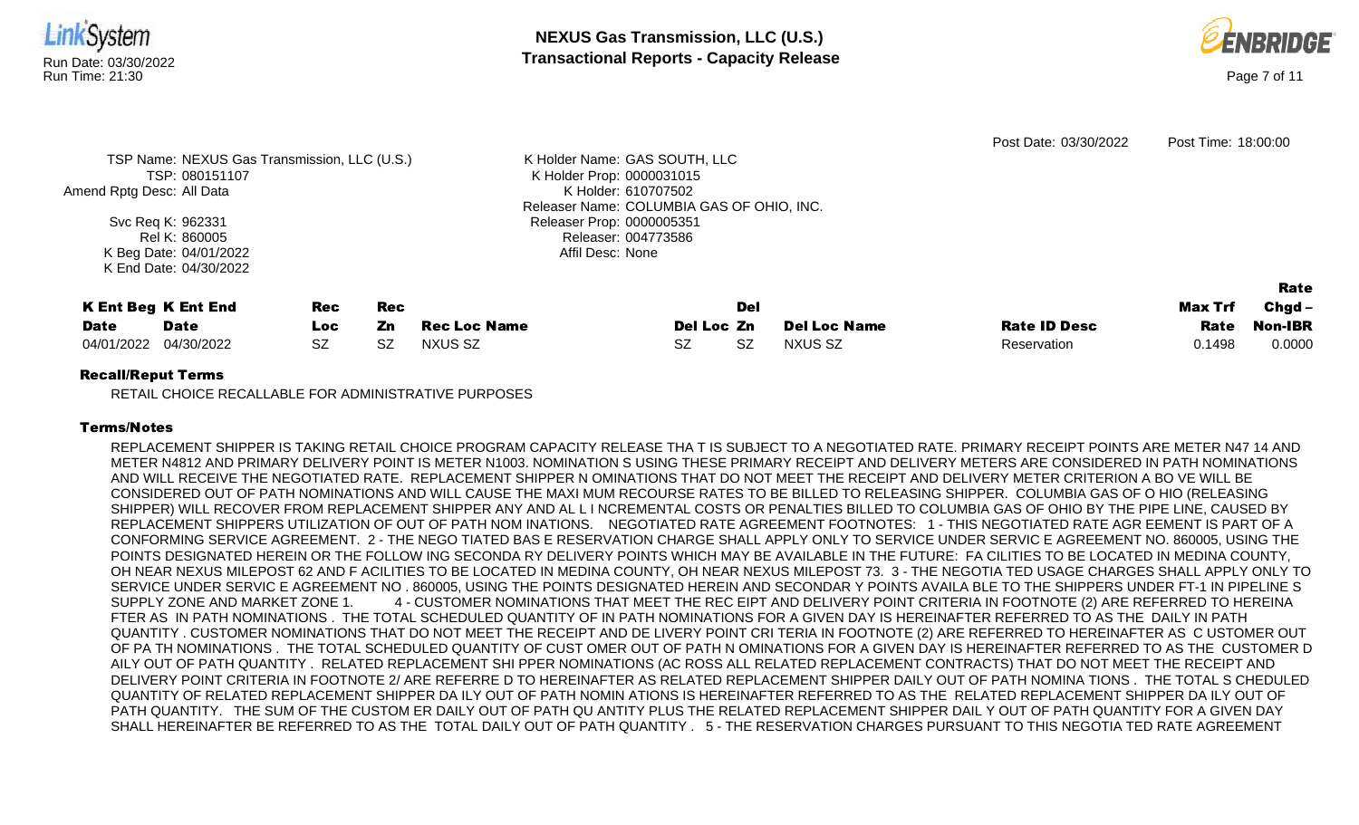Post Date: 03/30/2022 Post Time: 18:00:00

TSP Name: NEXUS Gas Transmission, LLC (U.S.)
TSP: 080151107
Amend Rptg Desc: All Data
Svc Req K: 962331
Rel K: 860005
K Beg Date: 04/01/2022
K End Date: 04/30/2022

K Holder Name: GAS SOUTH, LLC
K Holder Prop: 0000031015
K Holder: 610707502
Releaser Name: COLUMBIA GAS OF OHIO, INC.
Releaser Prop: 0000005351
Releaser: 004773586
Affil Desc: None

| K Ent Beg Date | K Ent End Date | Rec Loc | Rec Zn | Rec Loc Name | Del Loc | Del Zn | Del Loc Name | Rate ID Desc | Max Trf Rate | Rate Chgd – Non-IBR |
|---|---|---|---|---|---|---|---|---|---|---|
| 04/01/2022 | 04/30/2022 | SZ | SZ | NXUS SZ | SZ | SZ | NXUS SZ | Reservation | 0.1498 | 0.0000 |

**Recall/Reput Terms**

RETAIL CHOICE RECALLABLE FOR ADMINISTRATIVE PURPOSES

**Terms/Notes**

REPLACEMENT SHIPPER IS TAKING RETAIL CHOICE PROGRAM CAPACITY RELEASE THA T IS SUBJECT TO A NEGOTIATED RATE. PRIMARY RECEIPT POINTS ARE METER N47 14 AND METER N4812 AND PRIMARY DELIVERY POINT IS METER N1003. NOMINATION S USING THESE PRIMARY RECEIPT AND DELIVERY METERS ARE CONSIDERED IN PATH NOMINATIONS AND WILL RECEIVE THE NEGOTIATED RATE. REPLACEMENT SHIPPER N OMINATIONS THAT DO NOT MEET THE RECEIPT AND DELIVERY METER CRITERION A BO VE WILL BE CONSIDERED OUT OF PATH NOMINATIONS AND WILL CAUSE THE MAXI MUM RECOURSE RATES TO BE BILLED TO RELEASING SHIPPER. COLUMBIA GAS OF O HIO (RELEASING SHIPPER) WILL RECOVER FROM REPLACEMENT SHIPPER ANY AND AL L I NCREMENTAL COSTS OR PENALTIES BILLED TO COLUMBIA GAS OF OHIO BY THE PIPE LINE, CAUSED BY REPLACEMENT SHIPPERS UTILIZATION OF OUT OF PATH NOM INATIONS. NEGOTIATED RATE AGREEMENT FOOTNOTES: 1 - THIS NEGOTIATED RATE AGR EEMENT IS PART OF A CONFORMING SERVICE AGREEMENT. 2 - THE NEGO TIATED BAS E RESERVATION CHARGE SHALL APPLY ONLY TO SERVICE UNDER SERVIC E AGREEMENT NO. 860005, USING THE POINTS DESIGNATED HEREIN OR THE FOLLOW ING SECONDA RY DELIVERY POINTS WHICH MAY BE AVAILABLE IN THE FUTURE: FA CILITIES TO BE LOCATED IN MEDINA COUNTY, OH NEAR NEXUS MILEPOST 62 AND F ACILITIES TO BE LOCATED IN MEDINA COUNTY, OH NEAR NEXUS MILEPOST 73. 3 - THE NEGOTIA TED USAGE CHARGES SHALL APPLY ONLY TO SERVICE UNDER SERVIC E AGREEMENT NO . 860005, USING THE POINTS DESIGNATED HEREIN AND SECONDAR Y POINTS AVAILA BLE TO THE SHIPPERS UNDER FT-1 IN PIPELINE S SUPPLY ZONE AND MARKET ZONE 1. 4 - CUSTOMER NOMINATIONS THAT MEET THE REC EIPT AND DELIVERY POINT CRITERIA IN FOOTNOTE (2) ARE REFERRED TO HEREINA FTER AS IN PATH NOMINATIONS . THE TOTAL SCHEDULED QUANTITY OF IN PATH NOMINATIONS FOR A GIVEN DAY IS HEREINAFTER REFERRED TO AS THE DAILY IN PATH QUANTITY . CUSTOMER NOMINATIONS THAT DO NOT MEET THE RECEIPT AND DE LIVERY POINT CRI TERIA IN FOOTNOTE (2) ARE REFERRED TO HEREINAFTER AS C USTOMER OUT OF PA TH NOMINATIONS . THE TOTAL SCHEDULED QUANTITY OF CUST OMER OUT OF PATH N OMINATIONS FOR A GIVEN DAY IS HEREINAFTER REFERRED TO AS THE CUSTOMER D AILY OUT OF PATH QUANTITY . RELATED REPLACEMENT SHI PPER NOMINATIONS (AC ROSS ALL RELATED REPLACEMENT CONTRACTS) THAT DO NOT MEET THE RECEIPT AND DELIVERY POINT CRITERIA IN FOOTNOTE 2/ ARE REFERRE D TO HEREINAFTER AS RELATED REPLACEMENT SHIPPER DAILY OUT OF PATH NOMINA TIONS . THE TOTAL S CHEDULED QUANTITY OF RELATED REPLACEMENT SHIPPER DA ILY OUT OF PATH NOMIN ATIONS IS HEREINAFTER REFERRED TO AS THE RELATED REPLACEMENT SHIPPER DA ILY OUT OF PATH QUANTITY. THE SUM OF THE CUSTOM ER DAILY OUT OF PATH QU ANTITY PLUS THE RELATED REPLACEMENT SHIPPER DAIL Y OUT OF PATH QUANTITY FOR A GIVEN DAY SHALL HEREINAFTER BE REFERRED TO AS THE TOTAL DAILY OUT OF PATH QUANTITY . 5 - THE RESERVATION CHARGES PURSUANT TO THIS NEGOTIA TED RATE AGREEMENT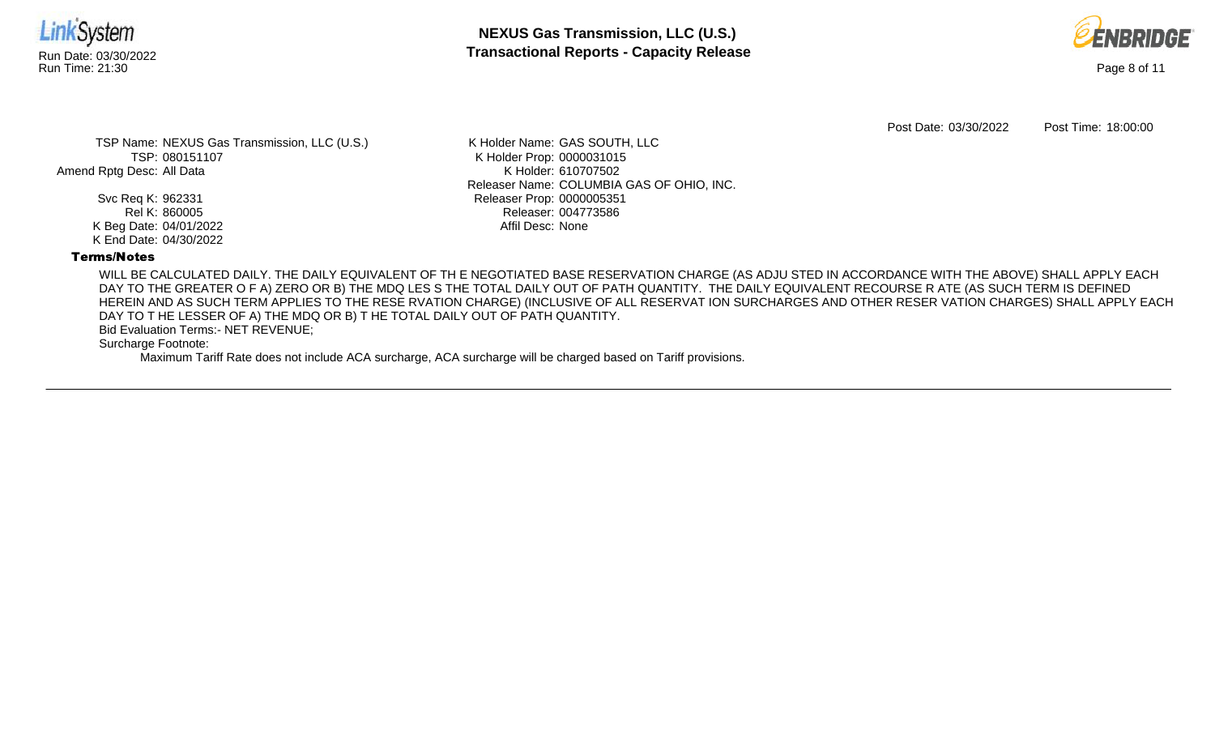Post Date: 03/30/2022 Post Time: 18:00:00

TSP Name: NEXUS Gas Transmission, LLC (U.S.)
TSP: 080151107
Amend Rptg Desc: All Data

Svc Req K: 962331
Rel K: 860005
K Beg Date: 04/01/2022
K End Date: 04/30/2022

K Holder Name: GAS SOUTH, LLC
K Holder Prop: 0000031015
K Holder: 610707502
Releaser Name: COLUMBIA GAS OF OHIO, INC.
Releaser Prop: 0000005351
Releaser: 004773586
Affil Desc: None

**Terms/Notes**

WILL BE CALCULATED DAILY. THE DAILY EQUIVALENT OF TH E NEGOTIATED BASE RESERVATION CHARGE (AS ADJU STED IN ACCORDANCE WITH THE ABOVE) SHALL APPLY EACH DAY TO THE GREATER O F A) ZERO OR B) THE MDQ LES S THE TOTAL DAILY OUT OF PATH QUANTITY. THE DAILY EQUIVALENT RECOURSE R ATE (AS SUCH TERM IS DEFINED HEREIN AND AS SUCH TERM APPLIES TO THE RESE RVATION CHARGE) (INCLUSIVE OF ALL RESERVAT ION SURCHARGES AND OTHER RESER VATION CHARGES) SHALL APPLY EACH DAY TO T HE LESSER OF A) THE MDQ OR B) T HE TOTAL DAILY OUT OF PATH QUANTITY.

Bid Evaluation Terms:- NET REVENUE;

Surcharge Footnote:

Maximum Tariff Rate does not include ACA surcharge, ACA surcharge will be charged based on Tariff provisions.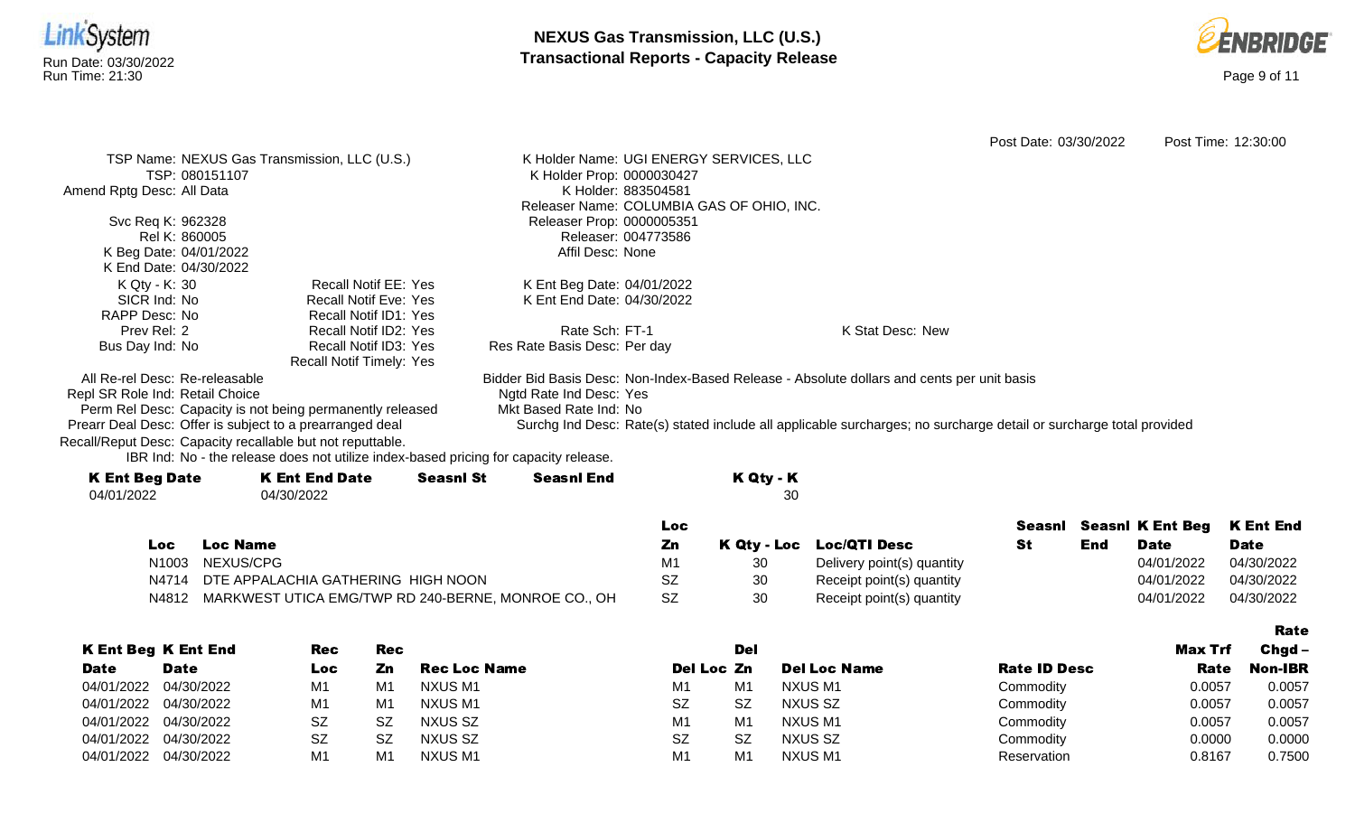Post Date: 03/30/2022 Post Time: 12:30:00

TSP Name: NEXUS Gas Transmission, LLC (U.S.)
TSP: 080151107
Amend Rptg Desc: All Data

Svc Req K: 962328
Rel K: 860005
K Beg Date: 04/01/2022
K End Date: 04/30/2022
K Qty - K: 30
SICR Ind: No
RAPP Desc: No
Prev Rel: 2
Bus Day Ind: No

Recall Notif EE: Yes
Recall Notif Eve: Yes
Recall Notif ID1: Yes
Recall Notif ID2: Yes
Recall Notif ID3: Yes
Recall Notif Timely: Yes

K Holder Name: UGI ENERGY SERVICES, LLC
K Holder Prop: 0000030427
K Holder: 883504581
Releaser Name: COLUMBIA GAS OF OHIO, INC.
Releaser Prop: 0000005351
Releaser: 004773586
Affil Desc: None

K Ent Beg Date: 04/01/2022
K Ent End Date: 04/30/2022

Rate Sch: FT-1
Res Rate Basis Desc: Per day

K Stat Desc: New

All Re-rel Desc: Re-releasable
Repl SR Role Ind: Retail Choice
Perm Rel Desc: Capacity is not being permanently released
Prearr Deal Desc: Offer is subject to a prearranged deal
Recall/Reput Desc: Capacity recallable but not reputtable.
IBR Ind: No - the release does not utilize index-based pricing for capacity release.

Bidder Bid Basis Desc: Non-Index-Based Release - Absolute dollars and cents per unit basis
Ngtd Rate Ind Desc: Yes
Mkt Based Rate Ind: No
Surchg Ind Desc: Rate(s) stated include all applicable surcharges; no surcharge detail or surcharge total provided

| K Ent Beg Date | K Ent End Date | Seasnl St | Seasnl End | K Qty - K |
|---|---|---|---|---|
| 04/01/2022 | 04/30/2022 | | | 30 |

| Loc | Loc Name | Loc Zn | K Qty - Loc | Loc/QTI Desc | Seasnl St | Seasnl End | K Ent Beg Date | K Ent End Date |
|---|---|---|---|---|---|---|---|---|
| N1003 | NEXUS/CPG | M1 | 30 | Delivery point(s) quantity | | | 04/01/2022 | 04/30/2022 |
| N4714 | DTE APPALACHIA GATHERING HIGH NOON | SZ | 30 | Receipt point(s) quantity | | | 04/01/2022 | 04/30/2022 |
| N4812 | MARKWEST UTICA EMG/TWP RD 240-BERNE, MONROE CO., OH | SZ | 30 | Receipt point(s) quantity | | | 04/01/2022 | 04/30/2022 |

| K Ent Beg Date | K Ent End Date | Rec Loc | Rec Zn | Rec Loc Name | Del Loc | Del Zn | Del Loc Name | Rate ID Desc | Max Trf Rate | Rate Chgd – Non-IBR |
|---|---|---|---|---|---|---|---|---|---|---|
| 04/01/2022 | 04/30/2022 | M1 | M1 | NXUS M1 | M1 | M1 | NXUS M1 | Commodity | 0.0057 | 0.0057 |
| 04/01/2022 | 04/30/2022 | M1 | M1 | NXUS M1 | SZ | SZ | NXUS SZ | Commodity | 0.0057 | 0.0057 |
| 04/01/2022 | 04/30/2022 | SZ | SZ | NXUS SZ | M1 | M1 | NXUS M1 | Commodity | 0.0057 | 0.0057 |
| 04/01/2022 | 04/30/2022 | SZ | SZ | NXUS SZ | SZ | SZ | NXUS SZ | Commodity | 0.0000 | 0.0000 |
| 04/01/2022 | 04/30/2022 | M1 | M1 | NXUS M1 | M1 | M1 | NXUS M1 | Reservation | 0.8167 | 0.7500 |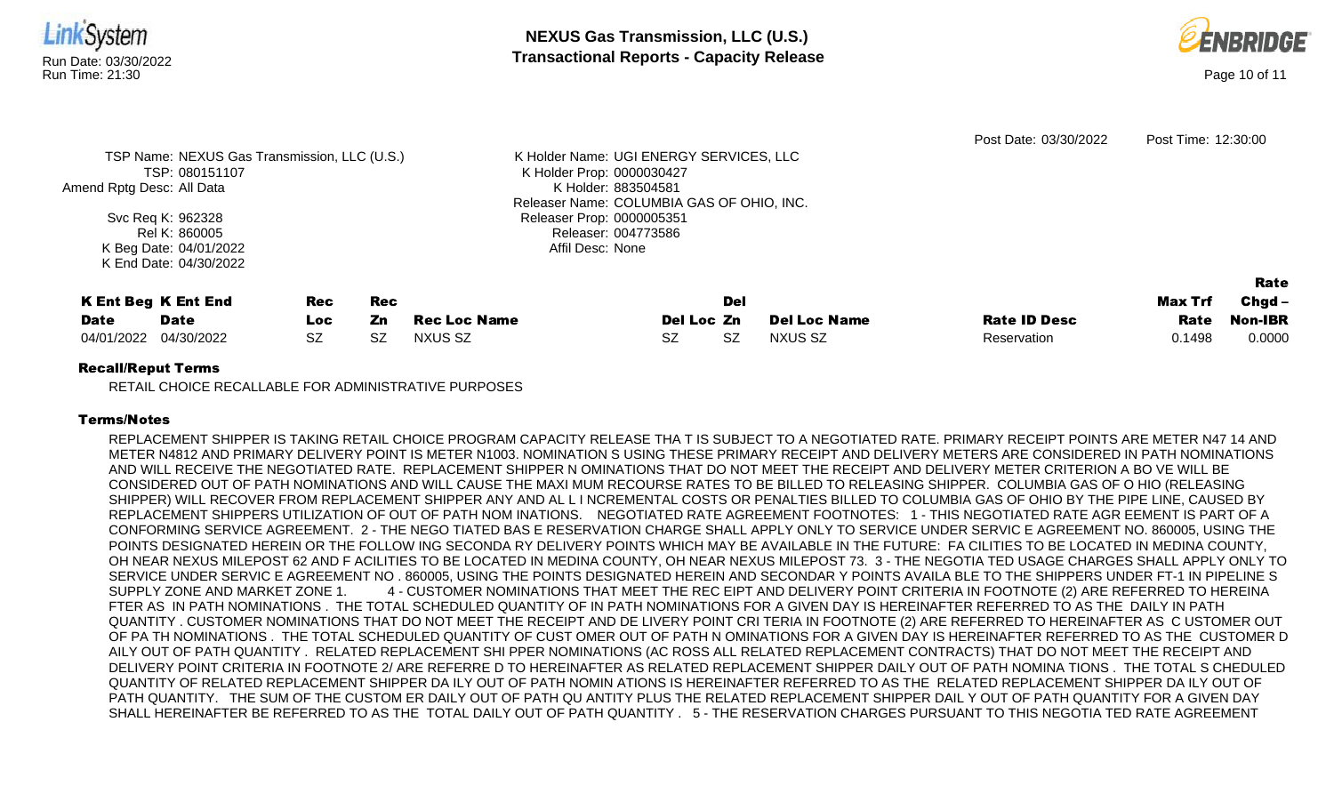Post Date: 03/30/2022 Post Time: 12:30:00

TSP Name: NEXUS Gas Transmission, LLC (U.S.)
TSP: 080151107
Amend Rptg Desc: All Data
Svc Req K: 962328
Rel K: 860005
K Beg Date: 04/01/2022
K End Date: 04/30/2022

K Holder Name: UGI ENERGY SERVICES, LLC
K Holder Prop: 0000030427
K Holder: 883504581
Releaser Name: COLUMBIA GAS OF OHIO, INC.
Releaser Prop: 0000005351
Releaser: 004773586
Affil Desc: None

| K Ent Beg Date | K Ent End Date | Rec Loc | Rec Zn | Rec Loc Name | Del Loc | Del Zn | Del Loc Name | Rate ID Desc | Max Trf Rate | Rate Chgd – Non-IBR |
|---|---|---|---|---|---|---|---|---|---|---|
| 04/01/2022 | 04/30/2022 | SZ | SZ | NXUS SZ | SZ | SZ | NXUS SZ | Reservation | 0.1498 | 0.0000 |

**Recall/Reput Terms**

RETAIL CHOICE RECALLABLE FOR ADMINISTRATIVE PURPOSES

**Terms/Notes**

REPLACEMENT SHIPPER IS TAKING RETAIL CHOICE PROGRAM CAPACITY RELEASE THA T IS SUBJECT TO A NEGOTIATED RATE. PRIMARY RECEIPT POINTS ARE METER N47 14 AND METER N4812 AND PRIMARY DELIVERY POINT IS METER N1003. NOMINATION S USING THESE PRIMARY RECEIPT AND DELIVERY METERS ARE CONSIDERED IN PATH NOMINATIONS AND WILL RECEIVE THE NEGOTIATED RATE. REPLACEMENT SHIPPER N OMINATIONS THAT DO NOT MEET THE RECEIPT AND DELIVERY METER CRITERION A BO VE WILL BE CONSIDERED OUT OF PATH NOMINATIONS AND WILL CAUSE THE MAXI MUM RECOURSE RATES TO BE BILLED TO RELEASING SHIPPER. COLUMBIA GAS OF O HIO (RELEASING SHIPPER) WILL RECOVER FROM REPLACEMENT SHIPPER ANY AND AL L I NCREMENTAL COSTS OR PENALTIES BILLED TO COLUMBIA GAS OF OHIO BY THE PIPE LINE, CAUSED BY REPLACEMENT SHIPPERS UTILIZATION OF OUT OF PATH NOM INATIONS. NEGOTIATED RATE AGREEMENT FOOTNOTES: 1 - THIS NEGOTIATED RATE AGR EEMENT IS PART OF A CONFORMING SERVICE AGREEMENT. 2 - THE NEGO TIATED BAS E RESERVATION CHARGE SHALL APPLY ONLY TO SERVICE UNDER SERVIC E AGREEMENT NO. 860005, USING THE POINTS DESIGNATED HEREIN OR THE FOLLOW ING SECONDA RY DELIVERY POINTS WHICH MAY BE AVAILABLE IN THE FUTURE: FA CILITIES TO BE LOCATED IN MEDINA COUNTY, OH NEAR NEXUS MILEPOST 62 AND F ACILITIES TO BE LOCATED IN MEDINA COUNTY, OH NEAR NEXUS MILEPOST 73. 3 - THE NEGOTIA TED USAGE CHARGES SHALL APPLY ONLY TO SERVICE UNDER SERVIC E AGREEMENT NO . 860005, USING THE POINTS DESIGNATED HEREIN AND SECONDAR Y POINTS AVAILA BLE TO THE SHIPPERS UNDER FT-1 IN PIPELINE S SUPPLY ZONE AND MARKET ZONE 1. 4 - CUSTOMER NOMINATIONS THAT MEET THE REC EIPT AND DELIVERY POINT CRITERIA IN FOOTNOTE (2) ARE REFERRED TO HEREINA FTER AS IN PATH NOMINATIONS . THE TOTAL SCHEDULED QUANTITY OF IN PATH NOMINATIONS FOR A GIVEN DAY IS HEREINAFTER REFERRED TO AS THE DAILY IN PATH QUANTITY . CUSTOMER NOMINATIONS THAT DO NOT MEET THE RECEIPT AND DE LIVERY POINT CRI TERIA IN FOOTNOTE (2) ARE REFERRED TO HEREINAFTER AS C USTOMER OUT OF PA TH NOMINATIONS . THE TOTAL SCHEDULED QUANTITY OF CUST OMER OUT OF PATH N OMINATIONS FOR A GIVEN DAY IS HEREINAFTER REFERRED TO AS THE CUSTOMER D AILY OUT OF PATH QUANTITY . RELATED REPLACEMENT SHI PPER NOMINATIONS (AC ROSS ALL RELATED REPLACEMENT CONTRACTS) THAT DO NOT MEET THE RECEIPT AND DELIVERY POINT CRITERIA IN FOOTNOTE 2/ ARE REFERRE D TO HEREINAFTER AS RELATED REPLACEMENT SHIPPER DAILY OUT OF PATH NOMINA TIONS . THE TOTAL S CHEDULED QUANTITY OF RELATED REPLACEMENT SHIPPER DA ILY OUT OF PATH NOMIN ATIONS IS HEREINAFTER REFERRED TO AS THE RELATED REPLACEMENT SHIPPER DA ILY OUT OF PATH QUANTITY. THE SUM OF THE CUSTOM ER DAILY OUT OF PATH QU ANTITY PLUS THE RELATED REPLACEMENT SHIPPER DAIL Y OUT OF PATH QUANTITY FOR A GIVEN DAY SHALL HEREINAFTER BE REFERRED TO AS THE TOTAL DAILY OUT OF PATH QUANTITY . 5 - THE RESERVATION CHARGES PURSUANT TO THIS NEGOTIA TED RATE AGREEMENT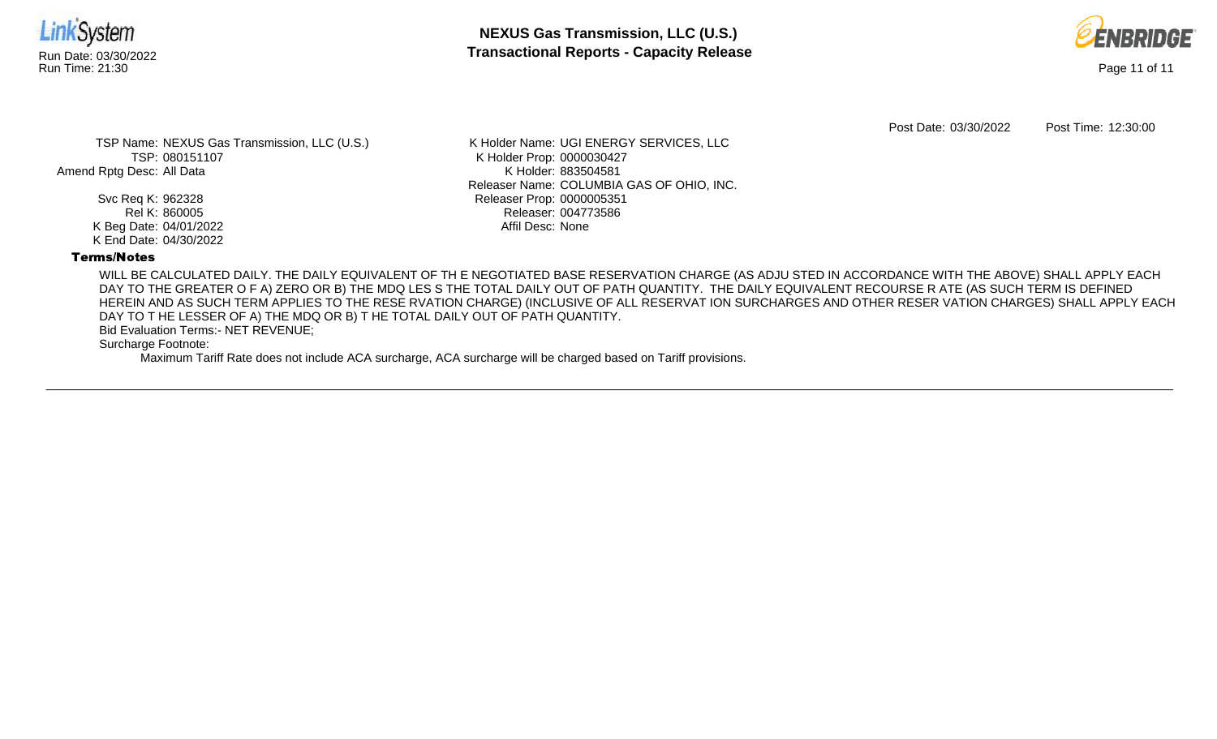Post Date: 03/30/2022 Post Time: 12:30:00

TSP Name: NEXUS Gas Transmission, LLC (U.S.)
TSP: 080151107
Amend Rptg Desc: All Data

Svc Req K: 962328
Rel K: 860005
K Beg Date: 04/01/2022
K End Date: 04/30/2022

K Holder Name: UGI ENERGY SERVICES, LLC
K Holder Prop: 0000030427
K Holder: 883504581
Releaser Name: COLUMBIA GAS OF OHIO, INC.
Releaser Prop: 0000005351
Releaser: 004773586
Affil Desc: None

**Terms/Notes**

WILL BE CALCULATED DAILY. THE DAILY EQUIVALENT OF TH E NEGOTIATED BASE RESERVATION CHARGE (AS ADJU STED IN ACCORDANCE WITH THE ABOVE) SHALL APPLY EACH DAY TO THE GREATER O F A) ZERO OR B) THE MDQ LES S THE TOTAL DAILY OUT OF PATH QUANTITY. THE DAILY EQUIVALENT RECOURSE R ATE (AS SUCH TERM IS DEFINED HEREIN AND AS SUCH TERM APPLIES TO THE RESE RVATION CHARGE) (INCLUSIVE OF ALL RESERVAT ION SURCHARGES AND OTHER RESER VATION CHARGES) SHALL APPLY EACH DAY TO T HE LESSER OF A) THE MDQ OR B) T HE TOTAL DAILY OUT OF PATH QUANTITY.

Bid Evaluation Terms:- NET REVENUE;

Surcharge Footnote:

Maximum Tariff Rate does not include ACA surcharge, ACA surcharge will be charged based on Tariff provisions.